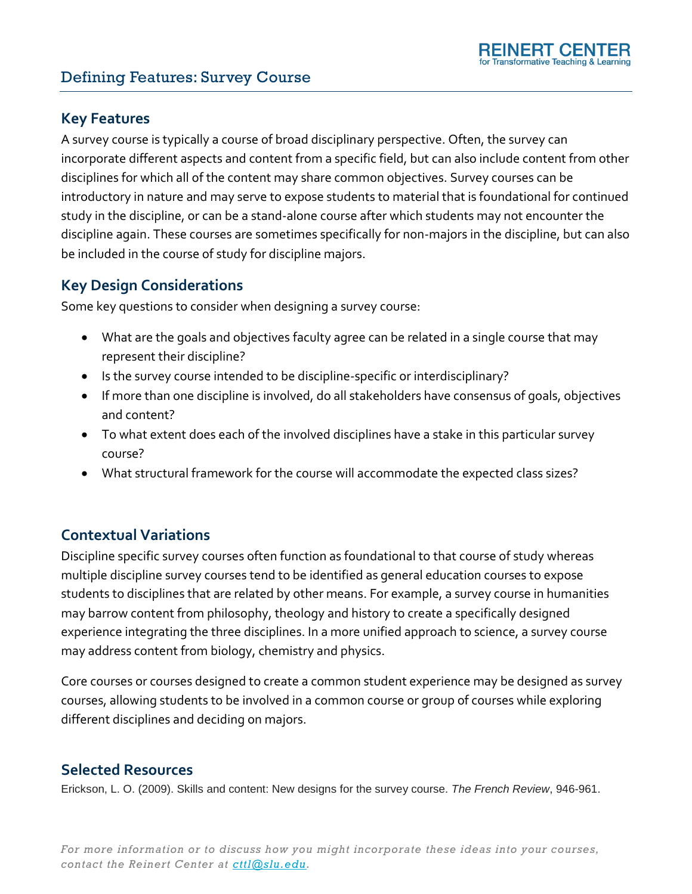# Defining Features: Survey Course

## Key Features

A survey course is typically a course of broad disciplinary perspective. Often, the survey can incorporate different aspects and content from a specific field, but can also include content from other disciplines for which all of the content may share common objectives. Survey courses can be introductory in nature and may serve to expose students to material that is foundational for continued study in the discipline, or can be a stand-alone course after which students may not encounter the discipline again. These courses are sometimes specifically for non-majors in the discipline, but can also be included in the course of study for discipline majors.

## Key Design Considerations

Some key questions to consider when designing a survey course:

- What are the goals and objectives faculty agree can be related in a single course that may represent their discipline?
- Is the survey course intended to be discipline-specific or interdisciplinary?
- If more than one discipline is involved, do all stakeholders have consensus of goals, objectives and content?
- To what extent does each of the involved disciplines have a stake in this particular survey course?
- What structural framework for the course will accommodate the expected class sizes?

## Contextual Variations

Discipline specific survey courses often function as foundational to that course of study whereas multiple discipline survey courses tend to be identified as general education courses to expose students to disciplines that are related by other means. For example, a survey course in humanities may barrow content from philosophy, theology and history to create a specifically designed experience integrating the three disciplines. In a more unified approach to science, a survey course may address content from biology, chemistry and physics.

Core courses or courses designed to create a common student experience may be designed as survey courses, allowing students to be involved in a common course or group of courses while exploring different disciplines and deciding on majors.

## Selected Resources

Erickson, L. O. (2009). Skills and content: New designs for the survey course. *The French Review*, 946-961.

*For more information or to discuss how you might incorporate these ideas into your courses, contact the Reinert Center at [cttl@slu.edu](mailto:cttl@slu.edu).*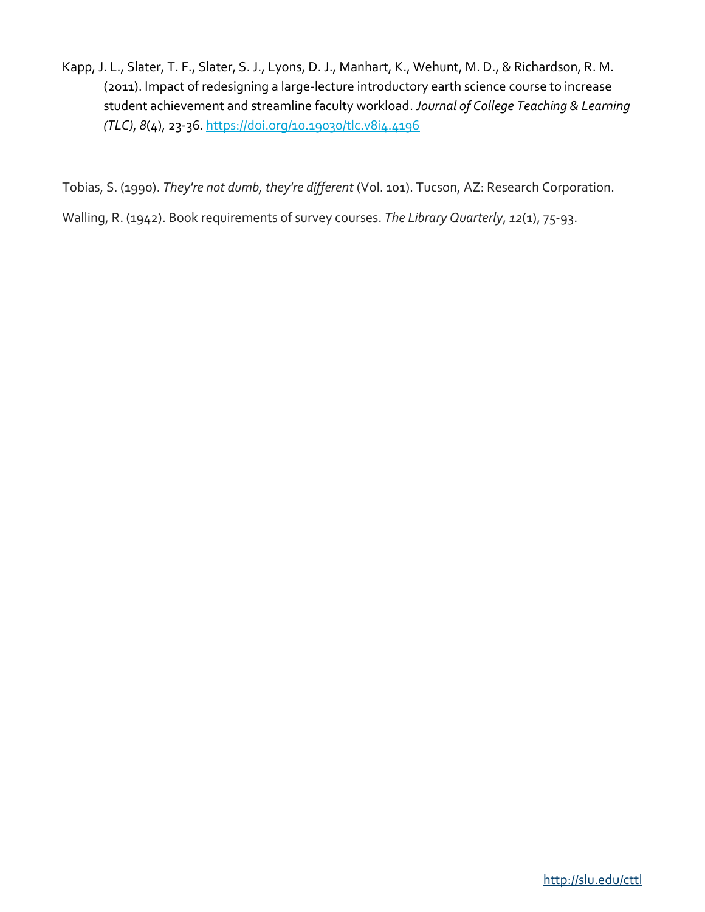Kapp, J. L., Slater, T. F., Slater, S. J., Lyons, D. J., Manhart, K., Wehunt, M. D., & Richardson, R. M. (2011). Impact of redesigning a large-lecture introductory earth science course to increase student achievement and streamline faculty workload. *Journal of College Teaching & Learning (TLC)*, *8*(4), 23-36. https://doi.org/10.19030/tlc.v8i4.4196

Tobias, S. (1990). *They're not dumb, they're different* (Vol. 101). Tucson, AZ: Research Corporation.

Walling, R. (1942). Book requirements of survey courses. *The Library Quarterly*, *12*(1), 75-93.